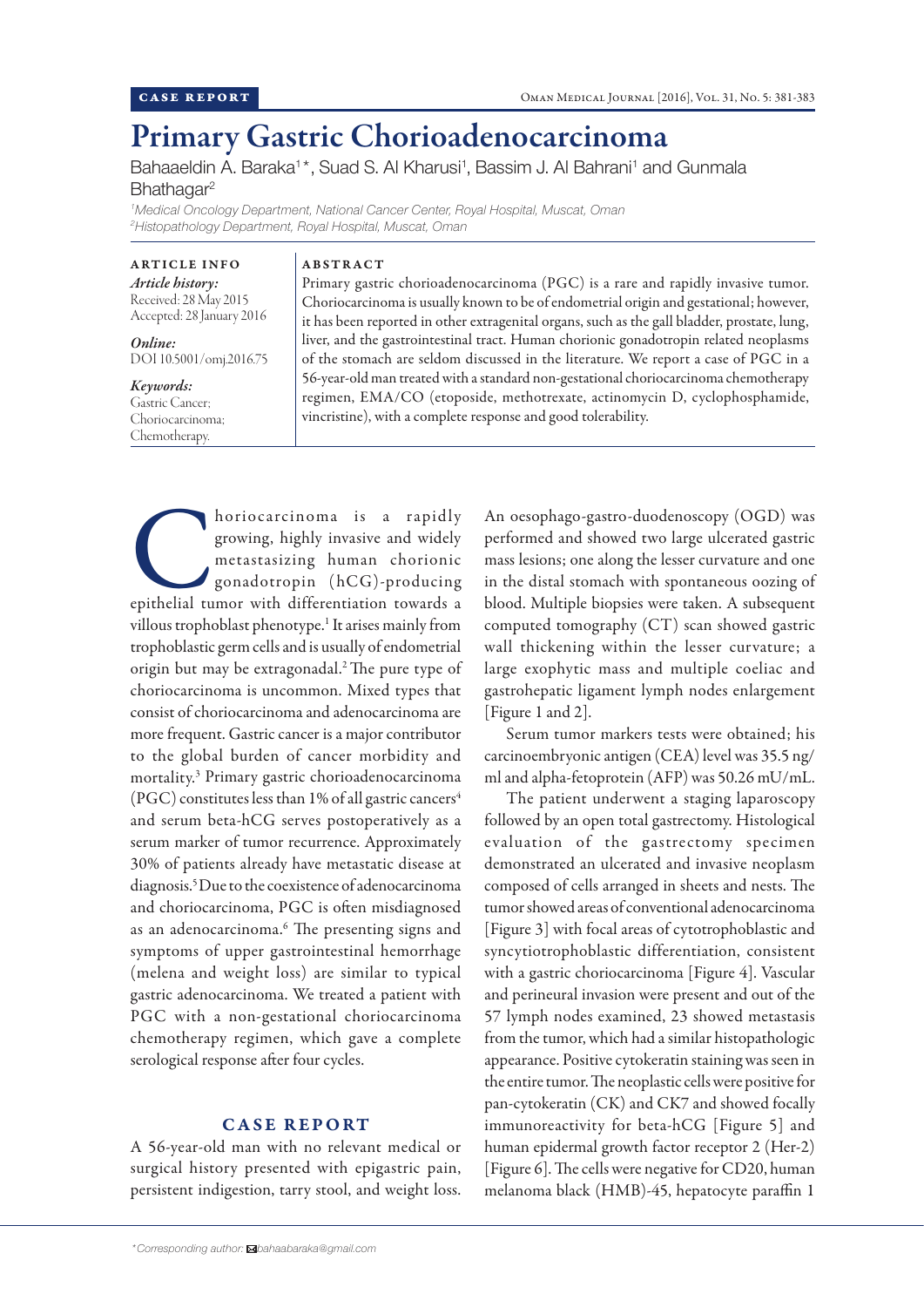CASE REPORT

# Primary Gastric Chorioadenocarcinoma

Bahaaeldin A. Baraka[1]*, Suad S. Al Kharusi[1], Bassim J. Al Bahrani[1] and Gunmala Bhathagar[2]

[1]*Medical Oncology Department, National Cancer Center, Royal Hospital, Muscat, Oman*
[2]*Histopathology Department, Royal Hospital, Muscat, Oman*

## ARTICLE INFO

*Article history:*
Received: 28 May 2015
Accepted: 28 January 2016

*Online:*
DOI 10.5001/omj.2016.75

*Keywords:*
Gastric Cancer;
Choriocarcinoma;
Chemotherapy.

## ABSTRACT

Primary gastric chorioadenocarcinoma (PGC) is a rare and rapidly invasive tumor. Choriocarcinoma is usually known to be of endometrial origin and gestational; however, it has been reported in other extragenital organs, such as the gall bladder, prostate, lung, liver, and the gastrointestinal tract. Human chorionic gonadotropin related neoplasms of the stomach are seldom discussed in the literature. We report a case of PGC in a 56-year-old man treated with a standard non-gestational choriocarcinoma chemotherapy regimen, EMA/CO (etoposide, methotrexate, actinomycin D, cyclophosphamide, vincristine), with a complete response and good tolerability.

Choriocarcinoma is a rapidly growing, highly invasive and widely metastasizing human chorionic gonadotropin (hCG)-producing epithelial tumor with differentiation towards a villous trophoblast phenotype.[1] It arises mainly from trophoblastic germ cells and is usually of endometrial origin but may be extragonadal.[2] The pure type of choriocarcinoma is uncommon. Mixed types that consist of choriocarcinoma and adenocarcinoma are more frequent. Gastric cancer is a major contributor to the global burden of cancer morbidity and mortality.[3] Primary gastric chorioadenocarcinoma (PGC) constitutes less than 1% of all gastric cancers[4] and serum beta-hCG serves postoperatively as a serum marker of tumor recurrence. Approximately 30% of patients already have metastatic disease at diagnosis.[5] Due to the coexistence of adenocarcinoma and choriocarcinoma, PGC is often misdiagnosed as an adenocarcinoma.[6] The presenting signs and symptoms of upper gastrointestinal hemorrhage (melena and weight loss) are similar to typical gastric adenocarcinoma. We treated a patient with PGC with a non-gestational choriocarcinoma chemotherapy regimen, which gave a complete serological response after four cycles.

## CASE REPORT

A 56-year-old man with no relevant medical or surgical history presented with epigastric pain, persistent indigestion, tarry stool, and weight loss. An oesophago-gastro-duodenoscopy (OGD) was performed and showed two large ulcerated gastric mass lesions; one along the lesser curvature and one in the distal stomach with spontaneous oozing of blood. Multiple biopsies were taken. A subsequent computed tomography (CT) scan showed gastric wall thickening within the lesser curvature; a large exophytic mass and multiple coeliac and gastrohepatic ligament lymph nodes enlargement [Figure 1 and 2].

Serum tumor markers tests were obtained; his carcinoembryonic antigen (CEA) level was 35.5 ng/ml and alpha-fetoprotein (AFP) was 50.26 mU/mL.

The patient underwent a staging laparoscopy followed by an open total gastrectomy. Histological evaluation of the gastrectomy specimen demonstrated an ulcerated and invasive neoplasm composed of cells arranged in sheets and nests. The tumor showed areas of conventional adenocarcinoma [Figure 3] with focal areas of cytotrophoblastic and syncytiotrophoblastic differentiation, consistent with a gastric choriocarcinoma [Figure 4]. Vascular and perineural invasion were present and out of the 57 lymph nodes examined, 23 showed metastasis from the tumor, which had a similar histopathologic appearance. Positive cytokeratin staining was seen in the entire tumor. The neoplastic cells were positive for pan-cytokeratin (CK) and CK7 and showed focally immunoreactivity for beta-hCG [Figure 5] and human epidermal growth factor receptor 2 (Her-2) [Figure 6]. The cells were negative for CD20, human melanoma black (HMB)-45, hepatocyte paraffin 1

*Corresponding author: bahaabaraka@gmail.com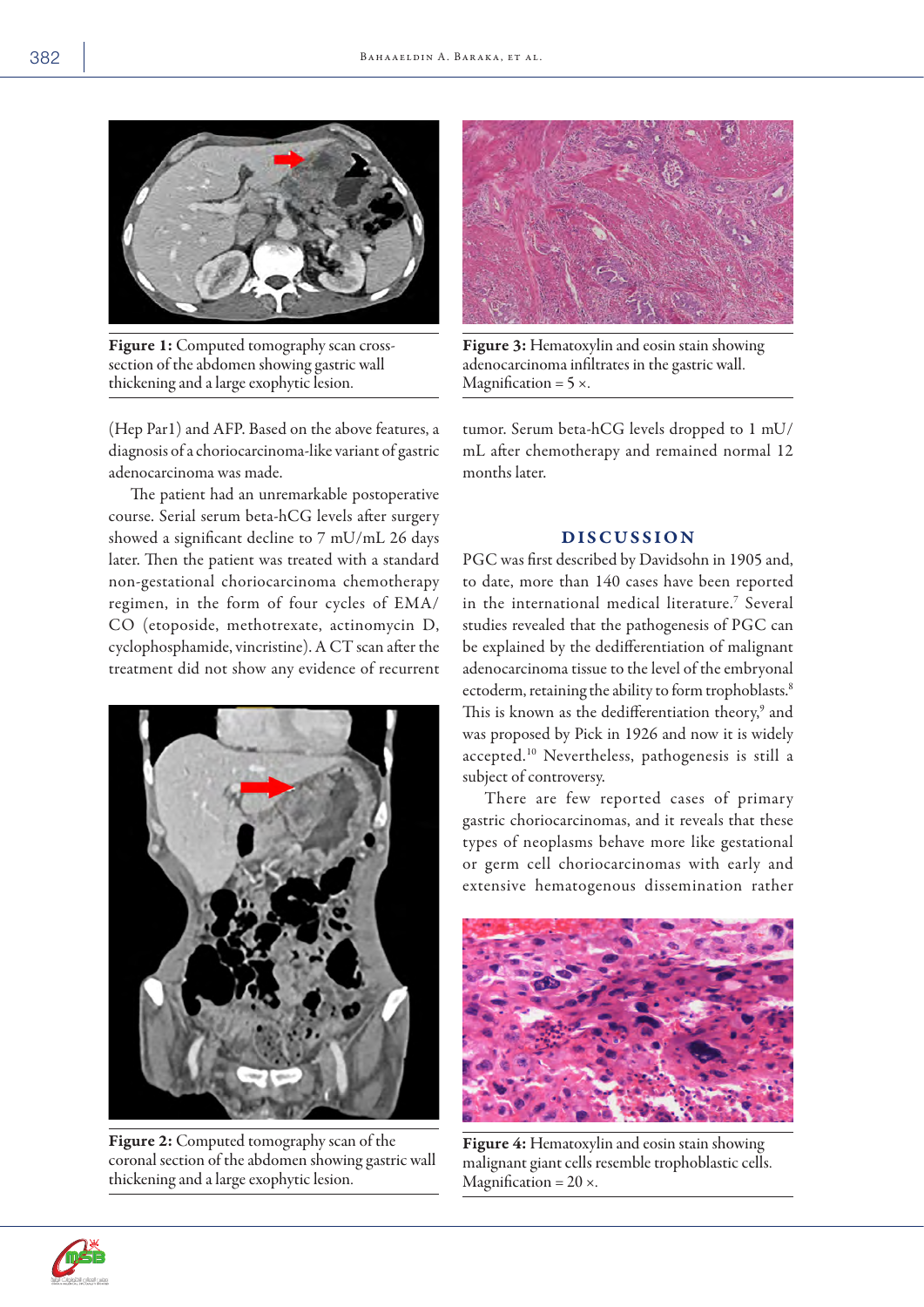Figure 1: Computed tomography scan cross-section of the abdomen showing gastric wall thickening and a large exophytic lesion.

(Hep Par1) and AFP. Based on the above features, a diagnosis of a choriocarcinoma-like variant of gastric adenocarcinoma was made.

The patient had an unremarkable postoperative course. Serial serum beta-hCG levels after surgery showed a significant decline to 7 mU/mL 26 days later. Then the patient was treated with a standard non-gestational choriocarcinoma chemotherapy regimen, in the form of four cycles of EMA/CO (etoposide, methotrexate, actinomycin D, cyclophosphamide, vincristine). A CT scan after the treatment did not show any evidence of recurrent tumor. Serum beta-hCG levels dropped to 1 mU/mL after chemotherapy and remained normal 12 months later.

Figure 2: Computed tomography scan of the coronal section of the abdomen showing gastric wall thickening and a large exophytic lesion.

Figure 3: Hematoxylin and eosin stain showing adenocarcinoma infiltrates in the gastric wall. Magnification = 5 ×.

## DISCUSSION

PGC was first described by Davidsohn in 1905 and, to date, more than 140 cases have been reported in the international medical literature.[7] Several studies revealed that the pathogenesis of PGC can be explained by the dedifferentiation of malignant adenocarcinoma tissue to the level of the embryonal ectoderm, retaining the ability to form trophoblasts.[8] This is known as the dedifferentiation theory,[9] and was proposed by Pick in 1926 and now it is widely accepted.[10] Nevertheless, pathogenesis is still a subject of controversy.

There are few reported cases of primary gastric choriocarcinomas, and it reveals that these types of neoplasms behave more like gestational or germ cell choriocarcinomas with early and extensive hematogenous dissemination rather

Figure 4: Hematoxylin and eosin stain showing malignant giant cells resemble trophoblastic cells. Magnification = 20 ×.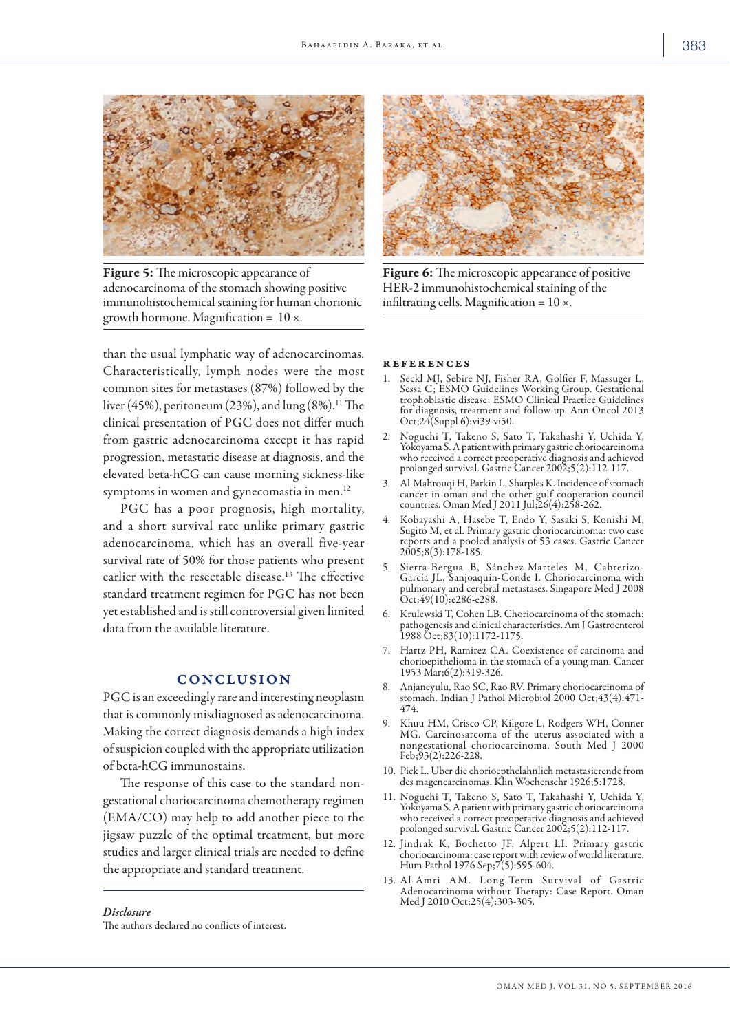Figure 5: The microscopic appearance of adenocarcinoma of the stomach showing positive immunohistochemical staining for human chorionic growth hormone. Magnification = 10 ×.

Figure 6: The microscopic appearance of positive HER-2 immunohistochemical staining of the infiltrating cells. Magnification = 10 ×.

than the usual lymphatic way of adenocarcinomas. Characteristically, lymph nodes were the most common sites for metastases (87%) followed by the liver (45%), peritoneum (23%), and lung (8%).[11] The clinical presentation of PGC does not differ much from gastric adenocarcinoma except it has rapid progression, metastatic disease at diagnosis, and the elevated beta-hCG can cause morning sickness-like symptoms in women and gynecomastia in men.[12]

PGC has a poor prognosis, high mortality, and a short survival rate unlike primary gastric adenocarcinoma, which has an overall five-year survival rate of 50% for those patients who present earlier with the resectable disease.[13] The effective standard treatment regimen for PGC has not been yet established and is still controversial given limited data from the available literature.

## CONCLUSION

PGC is an exceedingly rare and interesting neoplasm that is commonly misdiagnosed as adenocarcinoma. Making the correct diagnosis demands a high index of suspicion coupled with the appropriate utilization of beta-hCG immunostains.

The response of this case to the standard non-gestational choriocarcinoma chemotherapy regimen (EMA/CO) may help to add another piece to the jigsaw puzzle of the optimal treatment, but more studies and larger clinical trials are needed to define the appropriate and standard treatment.

***Disclosure***

The authors declared no conflicts of interest.

## REFERENCES

1. Seckl MJ, Sebire NJ, Fisher RA, Golfier F, Massuger L, Sessa C; ESMO Guidelines Working Group. Gestational trophoblastic disease: ESMO Clinical Practice Guidelines for diagnosis, treatment and follow-up. Ann Oncol 2013 Oct;24(Suppl 6):vi39-vi50.
2. Noguchi T, Takeno S, Sato T, Takahashi Y, Uchida Y, Yokoyama S. A patient with primary gastric choriocarcinoma who received a correct preoperative diagnosis and achieved prolonged survival. Gastric Cancer 2002;5(2):112-117.
3. Al-Mahrouqi H, Parkin L, Sharples K. Incidence of stomach cancer in oman and the other gulf cooperation council countries. Oman Med J 2011 Jul;26(4):258-262.
4. Kobayashi A, Hasebe T, Endo Y, Sasaki S, Konishi M, Sugito M, et al. Primary gastric choriocarcinoma: two case reports and a pooled analysis of 53 cases. Gastric Cancer 2005;8(3):178-185.
5. Sierra-Bergua B, Sánchez-Marteles M, Cabrerizo-García JL, Sanjoaquin-Conde I. Choriocarcinoma with pulmonary and cerebral metastases. Singapore Med J 2008 Oct;49(10):e286-e288.
6. Krulewski T, Cohen LB. Choriocarcinoma of the stomach: pathogenesis and clinical characteristics. Am J Gastroenterol 1988 Oct;83(10):1172-1175.
7. Hartz PH, Ramirez CA. Coexistence of carcinoma and chorioepithelioma in the stomach of a young man. Cancer 1953 Mar;6(2):319-326.
8. Anjaneyulu, Rao SC, Rao RV. Primary choriocarcinoma of stomach. Indian J Pathol Microbiol 2000 Oct;43(4):471-474.
9. Khuu HM, Crisco CP, Kilgore L, Rodgers WH, Conner MG. Carcinosarcoma of the uterus associated with a nongestational choriocarcinoma. South Med J 2000 Feb;93(2):226-228.
10. Pick L. Uber die chorioepthelahnlich metastasierende from des magencarcinomas. Klin Wochenschr 1926;5:1728.
11. Noguchi T, Takeno S, Sato T, Takahashi Y, Uchida Y, Yokoyama S. A patient with primary gastric choriocarcinoma who received a correct preoperative diagnosis and achieved prolonged survival. Gastric Cancer 2002;5(2):112-117.
12. Jindrak K, Bochetto JF, Alpert LI. Primary gastric choriocarcinoma: case report with review of world literature. Hum Pathol 1976 Sep;7(5):595-604.
13. Al-Amri AM. Long-Term Survival of Gastric Adenocarcinoma without Therapy: Case Report. Oman Med J 2010 Oct;25(4):303-305.